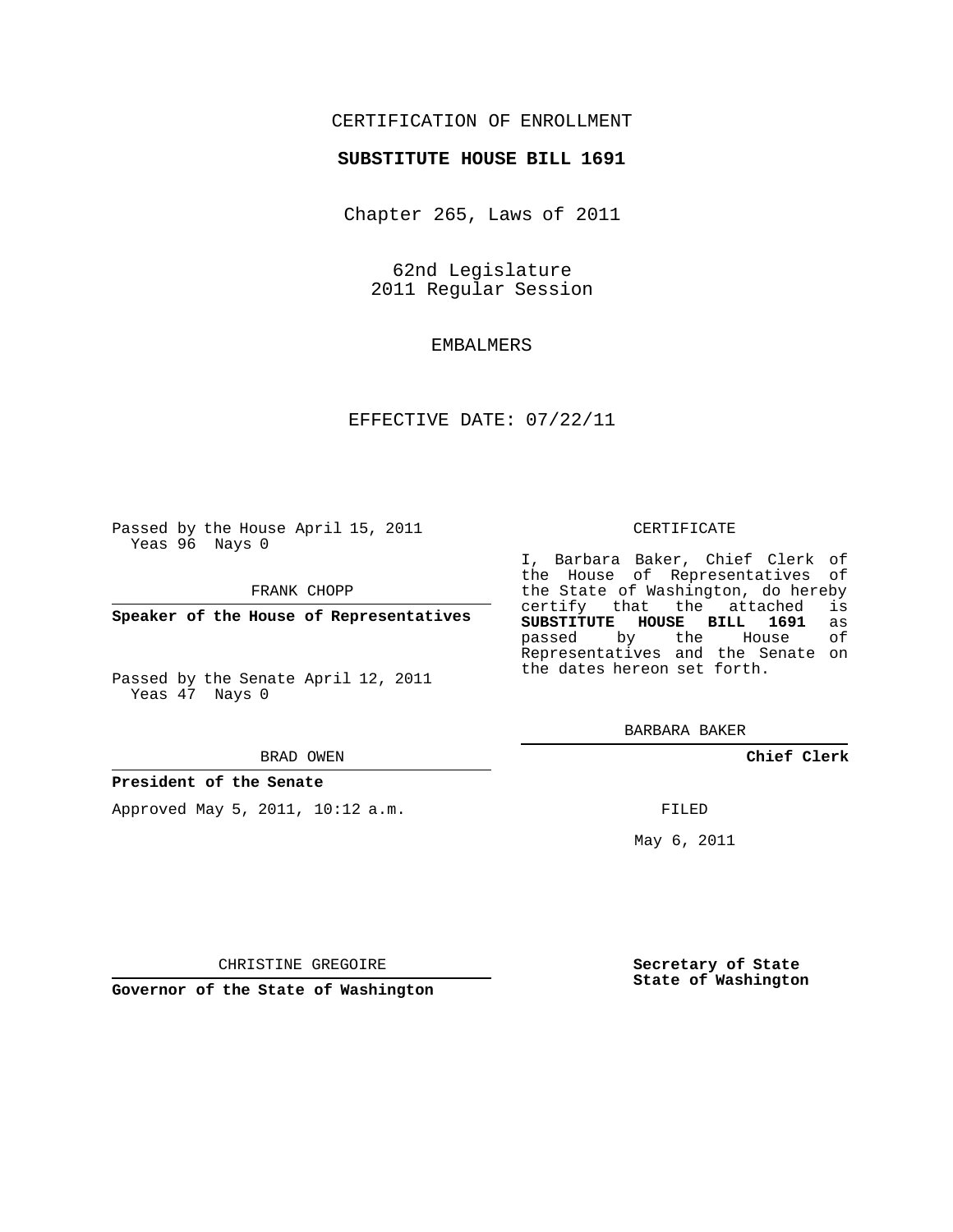CERTIFICATION OF ENROLLMENT

**SUBSTITUTE HOUSE BILL 1691**

Chapter 265, Laws of 2011

62nd Legislature
2011 Regular Session

EMBALMERS

EFFECTIVE DATE: 07/22/11

Passed by the House April 15, 2011
Yeas 96 Nays 0

FRANK CHOPP

**Speaker of the House of Representatives**

Passed by the Senate April 12, 2011
Yeas 47 Nays 0

BRAD OWEN

**President of the Senate**

Approved May 5, 2011, 10:12 a.m.

CHRISTINE GREGOIRE

**Governor of the State of Washington**

CERTIFICATE

I, Barbara Baker, Chief Clerk of the House of Representatives of the State of Washington, do hereby certify that the attached is **SUBSTITUTE HOUSE BILL 1691** as passed by the House of Representatives and the Senate on the dates hereon set forth.

BARBARA BAKER

**Chief Clerk**

FILED

May 6, 2011

**Secretary of State**
**State of Washington**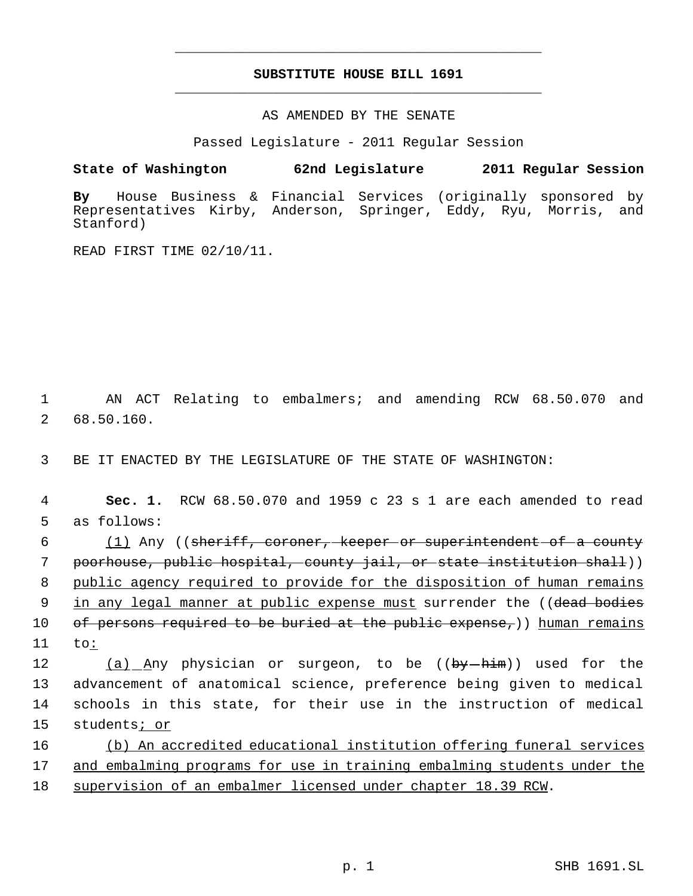# SUBSTITUTE HOUSE BILL 1691

AS AMENDED BY THE SENATE

Passed Legislature - 2011 Regular Session

**State of Washington 62nd Legislature 2011 Regular Session**

**By** House Business & Financial Services (originally sponsored by Representatives Kirby, Anderson, Springer, Eddy, Ryu, Morris, and Stanford)

READ FIRST TIME 02/10/11.

1 AN ACT Relating to embalmers; and amending RCW 68.50.070 and
2 68.50.160.

3 BE IT ENACTED BY THE LEGISLATURE OF THE STATE OF WASHINGTON:

4 **Sec. 1.** RCW 68.50.070 and 1959 c 23 s 1 are each amended to read
5 as follows:

6 (1) Any ((~~sheriff, coroner, keeper or superintendent of a county~~
7 ~~poorhouse, public hospital, county jail, or state institution shall~~))
8 public agency required to provide for the disposition of human remains
9 in any legal manner at public expense must surrender the ((~~dead bodies~~
10 ~~of persons required to be buried at the public expense,~~)) human remains
11 to:

12 (a) Any physician or surgeon, to be ((~~by him~~)) used for the
13 advancement of anatomical science, preference being given to medical
14 schools in this state, for their use in the instruction of medical
15 students; or

16 (b) An accredited educational institution offering funeral services
17 and embalming programs for use in training embalming students under the
18 supervision of an embalmer licensed under chapter 18.39 RCW.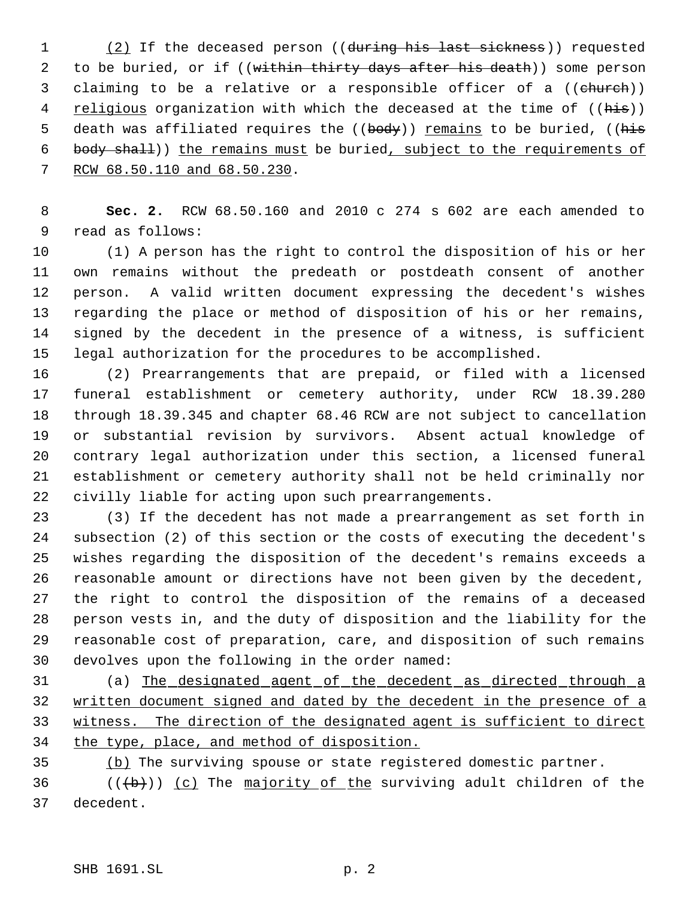(2) If the deceased person ((during his last sickness)) requested to be buried, or if ((within thirty days after his death)) some person claiming to be a relative or a responsible officer of a ((church)) religious organization with which the deceased at the time of ((his)) death was affiliated requires the ((body)) remains to be buried, ((his body shall)) the remains must be buried, subject to the requirements of RCW 68.50.110 and 68.50.230.

**Sec. 2.** RCW 68.50.160 and 2010 c 274 s 602 are each amended to read as follows:

(1) A person has the right to control the disposition of his or her own remains without the predeath or postdeath consent of another person. A valid written document expressing the decedent's wishes regarding the place or method of disposition of his or her remains, signed by the decedent in the presence of a witness, is sufficient legal authorization for the procedures to be accomplished.

(2) Prearrangements that are prepaid, or filed with a licensed funeral establishment or cemetery authority, under RCW 18.39.280 through 18.39.345 and chapter 68.46 RCW are not subject to cancellation or substantial revision by survivors. Absent actual knowledge of contrary legal authorization under this section, a licensed funeral establishment or cemetery authority shall not be held criminally nor civilly liable for acting upon such prearrangements.

(3) If the decedent has not made a prearrangement as set forth in subsection (2) of this section or the costs of executing the decedent's wishes regarding the disposition of the decedent's remains exceeds a reasonable amount or directions have not been given by the decedent, the right to control the disposition of the remains of a deceased person vests in, and the duty of disposition and the liability for the reasonable cost of preparation, care, and disposition of such remains devolves upon the following in the order named:

(a) The designated agent of the decedent as directed through a written document signed and dated by the decedent in the presence of a witness. The direction of the designated agent is sufficient to direct the type, place, and method of disposition.

(b) The surviving spouse or state registered domestic partner.

(((b))) (c) The majority of the surviving adult children of the decedent.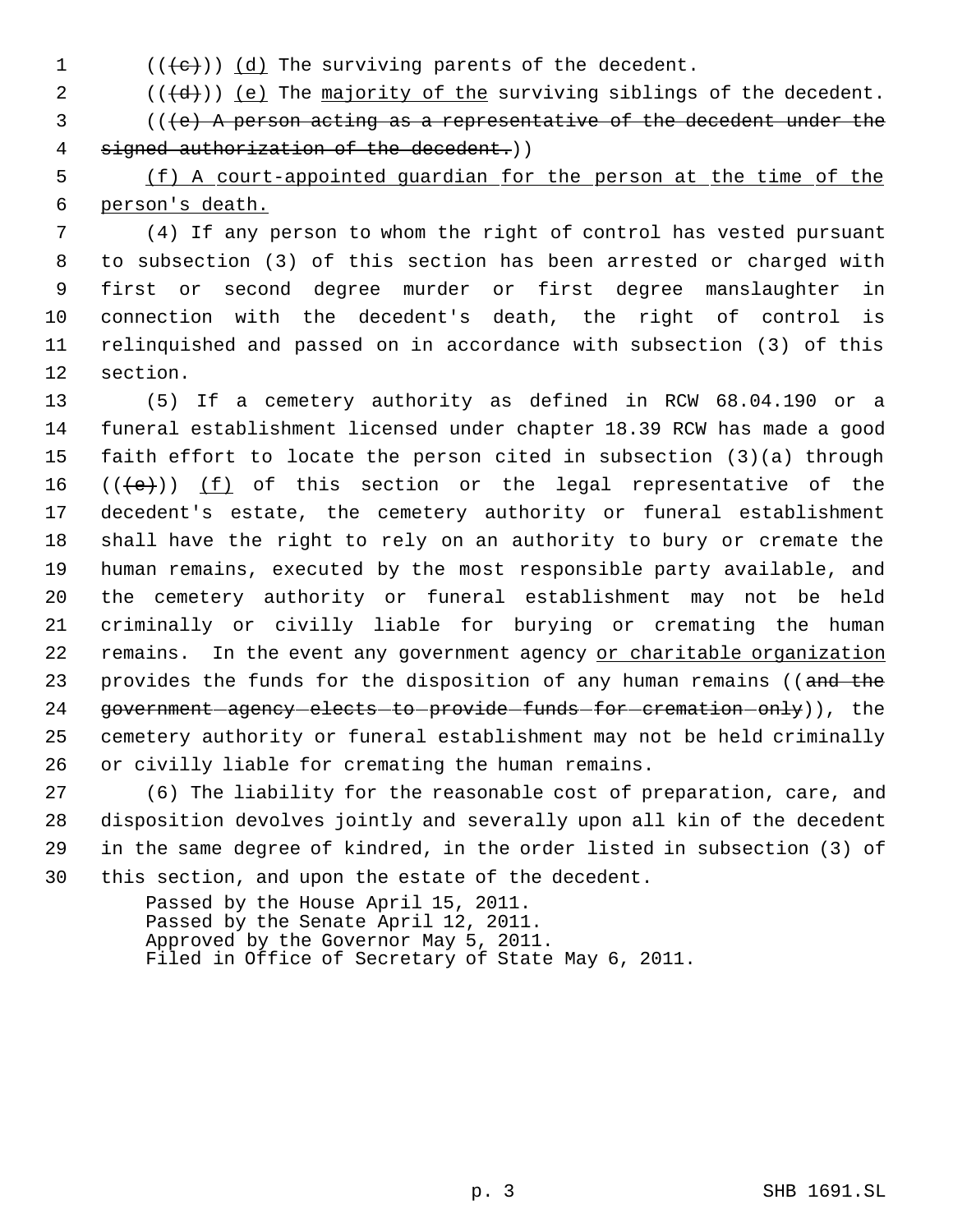((~~(c)~~)) <u>(d)</u> The surviving parents of the decedent.

((~~(d)~~)) <u>(e)</u> The <u>majority of the</u> surviving siblings of the decedent.

((~~(e) A person acting as a representative of the decedent under the signed authorization of the decedent.~~))

<u>(f) A court-appointed guardian for the person at the time of the person's death.</u>

(4) If any person to whom the right of control has vested pursuant to subsection (3) of this section has been arrested or charged with first or second degree murder or first degree manslaughter in connection with the decedent's death, the right of control is relinquished and passed on in accordance with subsection (3) of this section.

(5) If a cemetery authority as defined in RCW 68.04.190 or a funeral establishment licensed under chapter 18.39 RCW has made a good faith effort to locate the person cited in subsection (3)(a) through ((~~(e)~~)) <u>(f)</u> of this section or the legal representative of the decedent's estate, the cemetery authority or funeral establishment shall have the right to rely on an authority to bury or cremate the human remains, executed by the most responsible party available, and the cemetery authority or funeral establishment may not be held criminally or civilly liable for burying or cremating the human remains. In the event any government agency <u>or charitable organization</u> provides the funds for the disposition of any human remains ((~~and the government agency elects to provide funds for cremation only~~)), the cemetery authority or funeral establishment may not be held criminally or civilly liable for cremating the human remains.

(6) The liability for the reasonable cost of preparation, care, and disposition devolves jointly and severally upon all kin of the decedent in the same degree of kindred, in the order listed in subsection (3) of this section, and upon the estate of the decedent.

Passed by the House April 15, 2011.
Passed by the Senate April 12, 2011.
Approved by the Governor May 5, 2011.
Filed in Office of Secretary of State May 6, 2011.